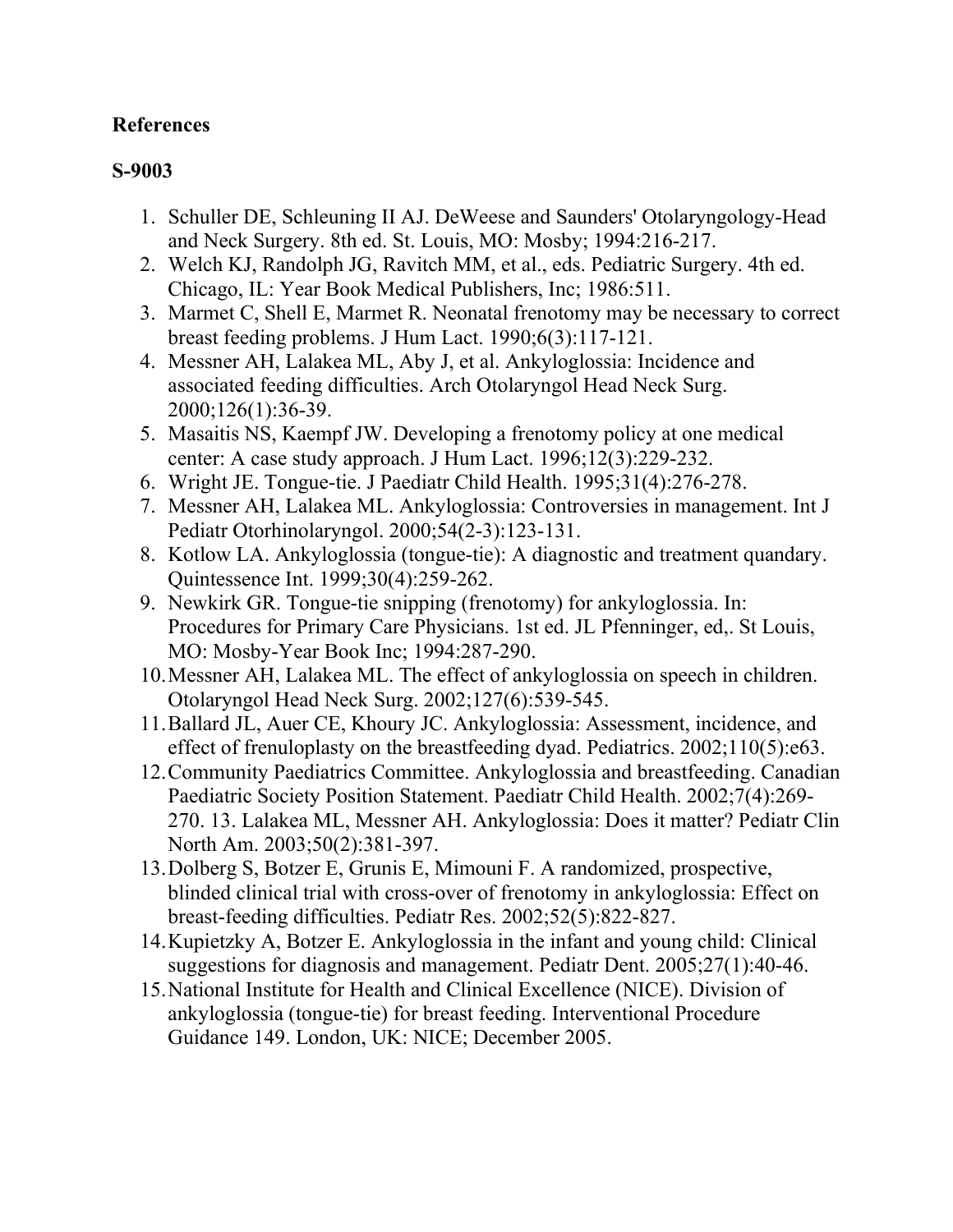**References**

**S-9003**

1. Schuller DE, Schleuning II AJ. DeWeese and Saunders' Otolaryngology-Head and Neck Surgery. 8th ed. St. Louis, MO: Mosby; 1994:216-217.
2. Welch KJ, Randolph JG, Ravitch MM, et al., eds. Pediatric Surgery. 4th ed. Chicago, IL: Year Book Medical Publishers, Inc; 1986:511.
3. Marmet C, Shell E, Marmet R. Neonatal frenotomy may be necessary to correct breast feeding problems. J Hum Lact. 1990;6(3):117-121.
4. Messner AH, Lalakea ML, Aby J, et al. Ankyloglossia: Incidence and associated feeding difficulties. Arch Otolaryngol Head Neck Surg. 2000;126(1):36-39.
5. Masaitis NS, Kaempf JW. Developing a frenotomy policy at one medical center: A case study approach. J Hum Lact. 1996;12(3):229-232.
6. Wright JE. Tongue-tie. J Paediatr Child Health. 1995;31(4):276-278.
7. Messner AH, Lalakea ML. Ankyloglossia: Controversies in management. Int J Pediatr Otorhinolaryngol. 2000;54(2-3):123-131.
8. Kotlow LA. Ankyloglossia (tongue-tie): A diagnostic and treatment quandary. Quintessence Int. 1999;30(4):259-262.
9. Newkirk GR. Tongue-tie snipping (frenotomy) for ankyloglossia. In: Procedures for Primary Care Physicians. 1st ed. JL Pfenninger, ed,. St Louis, MO: Mosby-Year Book Inc; 1994:287-290.
10. Messner AH, Lalakea ML. The effect of ankyloglossia on speech in children. Otolaryngol Head Neck Surg. 2002;127(6):539-545.
11. Ballard JL, Auer CE, Khoury JC. Ankyloglossia: Assessment, incidence, and effect of frenuloplasty on the breastfeeding dyad. Pediatrics. 2002;110(5):e63.
12. Community Paediatrics Committee. Ankyloglossia and breastfeeding. Canadian Paediatric Society Position Statement. Paediatr Child Health. 2002;7(4):269-270. 13. Lalakea ML, Messner AH. Ankyloglossia: Does it matter? Pediatr Clin North Am. 2003;50(2):381-397.
13. Dolberg S, Botzer E, Grunis E, Mimouni F. A randomized, prospective, blinded clinical trial with cross-over of frenotomy in ankyloglossia: Effect on breast-feeding difficulties. Pediatr Res. 2002;52(5):822-827.
14. Kupietzky A, Botzer E. Ankyloglossia in the infant and young child: Clinical suggestions for diagnosis and management. Pediatr Dent. 2005;27(1):40-46.
15. National Institute for Health and Clinical Excellence (NICE). Division of ankyloglossia (tongue-tie) for breast feeding. Interventional Procedure Guidance 149. London, UK: NICE; December 2005.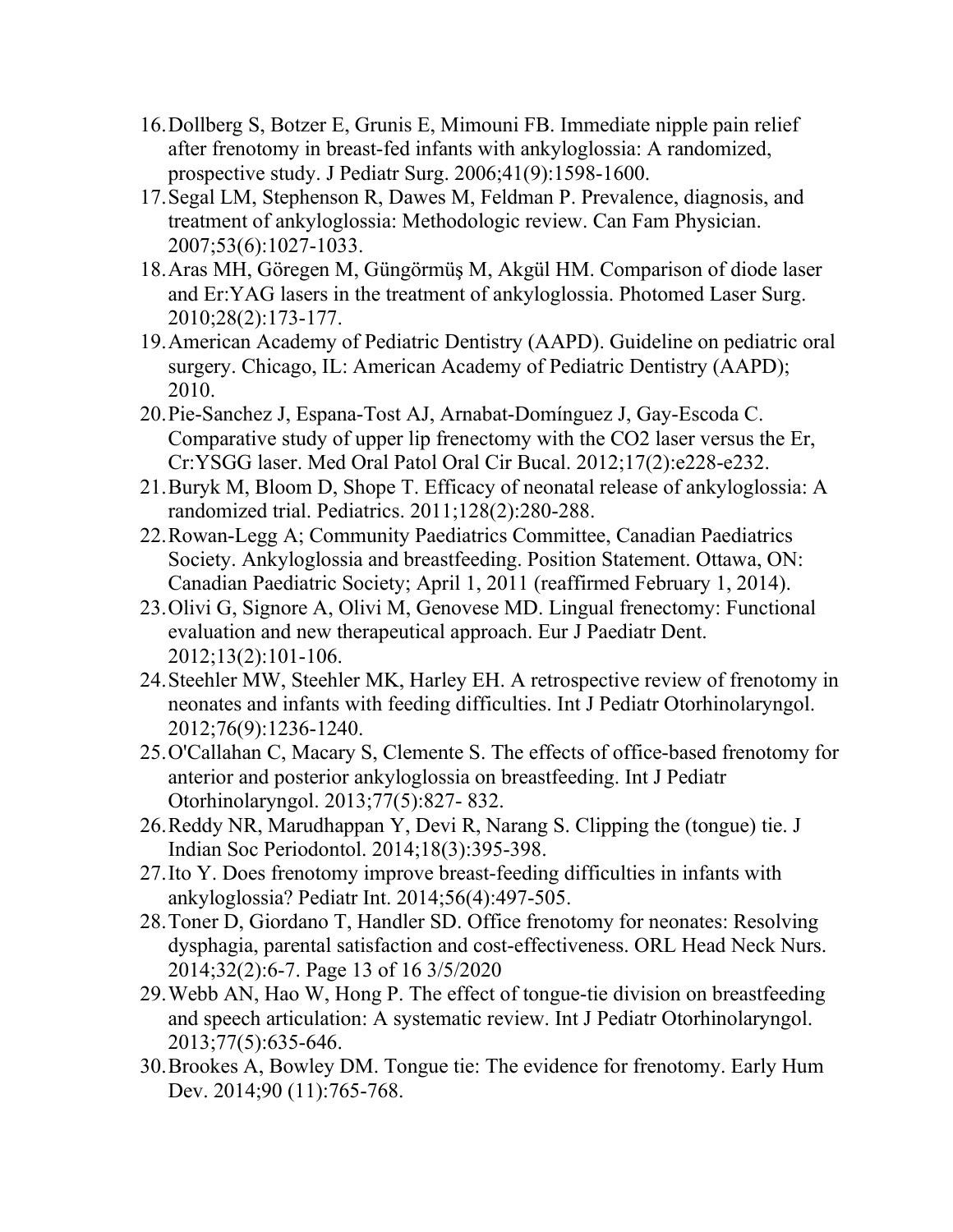16. Dollberg S, Botzer E, Grunis E, Mimouni FB. Immediate nipple pain relief after frenotomy in breast-fed infants with ankyloglossia: A randomized, prospective study. J Pediatr Surg. 2006;41(9):1598-1600.
17. Segal LM, Stephenson R, Dawes M, Feldman P. Prevalence, diagnosis, and treatment of ankyloglossia: Methodologic review. Can Fam Physician. 2007;53(6):1027-1033.
18. Aras MH, Göregen M, Güngörmüş M, Akgül HM. Comparison of diode laser and Er:YAG lasers in the treatment of ankyloglossia. Photomed Laser Surg. 2010;28(2):173-177.
19. American Academy of Pediatric Dentistry (AAPD). Guideline on pediatric oral surgery. Chicago, IL: American Academy of Pediatric Dentistry (AAPD); 2010.
20. Pie-Sanchez J, Espana-Tost AJ, Arnabat-Domínguez J, Gay-Escoda C. Comparative study of upper lip frenectomy with the $CO_2$ laser versus the Er, Cr:YSGG laser. Med Oral Patol Oral Cir Bucal. 2012;17(2):e228-e232.
21. Buryk M, Bloom D, Shope T. Efficacy of neonatal release of ankyloglossia: A randomized trial. Pediatrics. 2011;128(2):280-288.
22. Rowan-Legg A; Community Paediatrics Committee, Canadian Paediatrics Society. Ankyloglossia and breastfeeding. Position Statement. Ottawa, ON: Canadian Paediatric Society; April 1, 2011 (reaffirmed February 1, 2014).
23. Olivi G, Signore A, Olivi M, Genovese MD. Lingual frenectomy: Functional evaluation and new therapeutical approach. Eur J Paediatr Dent. 2012;13(2):101-106.
24. Steehler MW, Steehler MK, Harley EH. A retrospective review of frenotomy in neonates and infants with feeding difficulties. Int J Pediatr Otorhinolaryngol. 2012;76(9):1236-1240.
25. O'Callahan C, Macary S, Clemente S. The effects of office-based frenotomy for anterior and posterior ankyloglossia on breastfeeding. Int J Pediatr Otorhinolaryngol. 2013;77(5):827- 832.
26. Reddy NR, Marudhappan Y, Devi R, Narang S. Clipping the (tongue) tie. J Indian Soc Periodontol. 2014;18(3):395-398.
27. Ito Y. Does frenotomy improve breast-feeding difficulties in infants with ankyloglossia? Pediatr Int. 2014;56(4):497-505.
28. Toner D, Giordano T, Handler SD. Office frenotomy for neonates: Resolving dysphagia, parental satisfaction and cost-effectiveness. ORL Head Neck Nurs. 2014;32(2):6-7.
29. Webb AN, Hao W, Hong P. The effect of tongue-tie division on breastfeeding and speech articulation: A systematic review. Int J Pediatr Otorhinolaryngol. 2013;77(5):635-646.
30. Brookes A, Bowley DM. Tongue tie: The evidence for frenotomy. Early Hum Dev. 2014;90 (11):765-768.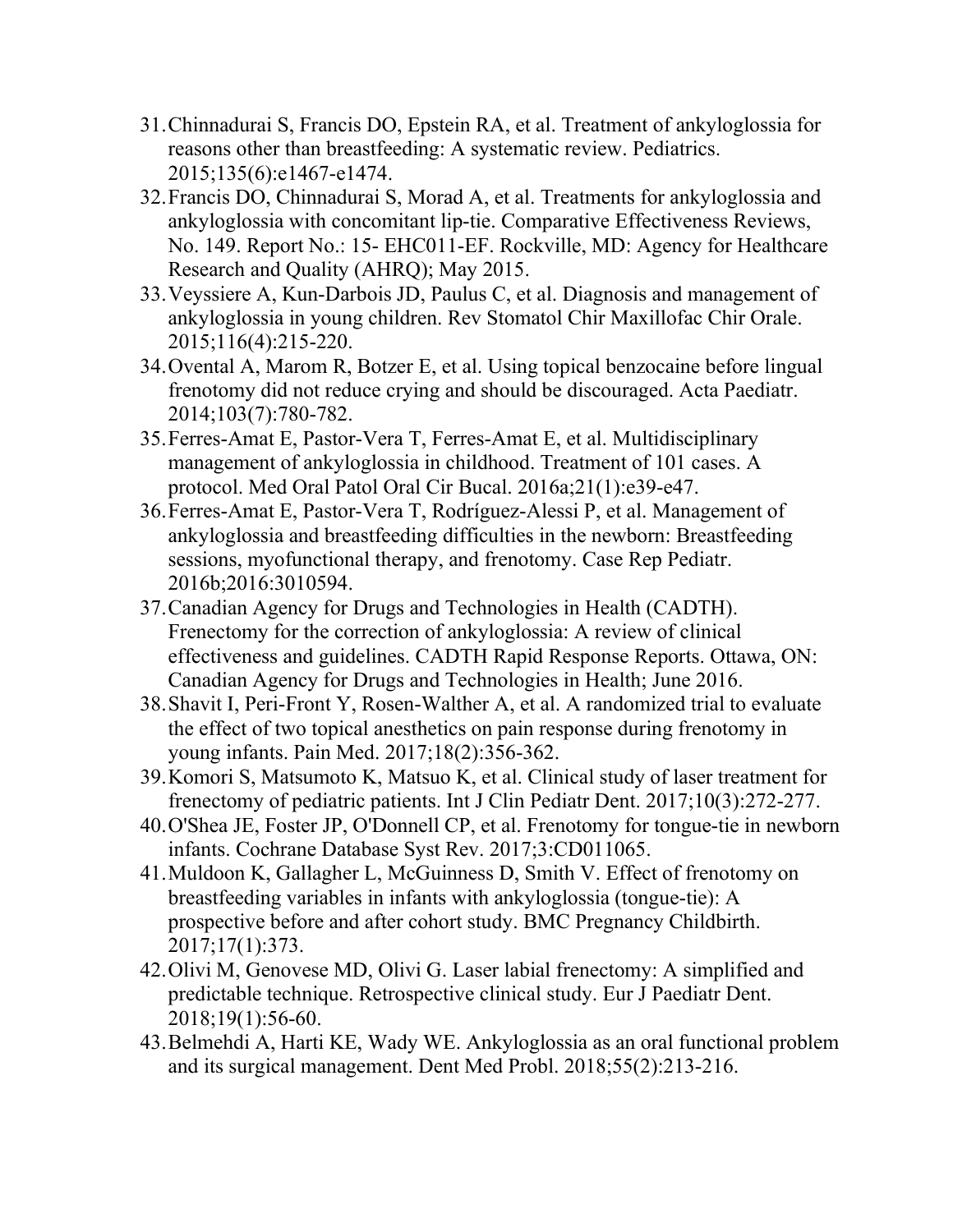31. Chinnadurai S, Francis DO, Epstein RA, et al. Treatment of ankyloglossia for reasons other than breastfeeding: A systematic review. Pediatrics. 2015;135(6):e1467-e1474.
32. Francis DO, Chinnadurai S, Morad A, et al. Treatments for ankyloglossia and ankyloglossia with concomitant lip-tie. Comparative Effectiveness Reviews, No. 149. Report No.: 15- EHC011-EF. Rockville, MD: Agency for Healthcare Research and Quality (AHRQ); May 2015.
33. Veyssiere A, Kun-Darbois JD, Paulus C, et al. Diagnosis and management of ankyloglossia in young children. Rev Stomatol Chir Maxillofac Chir Orale. 2015;116(4):215-220.
34. Ovental A, Marom R, Botzer E, et al. Using topical benzocaine before lingual frenotomy did not reduce crying and should be discouraged. Acta Paediatr. 2014;103(7):780-782.
35. Ferres-Amat E, Pastor-Vera T, Ferres-Amat E, et al. Multidisciplinary management of ankyloglossia in childhood. Treatment of 101 cases. A protocol. Med Oral Patol Oral Cir Bucal. 2016a;21(1):e39-e47.
36. Ferres-Amat E, Pastor-Vera T, Rodríguez-Alessi P, et al. Management of ankyloglossia and breastfeeding difficulties in the newborn: Breastfeeding sessions, myofunctional therapy, and frenotomy. Case Rep Pediatr. 2016b;2016:3010594.
37. Canadian Agency for Drugs and Technologies in Health (CADTH). Frenectomy for the correction of ankyloglossia: A review of clinical effectiveness and guidelines. CADTH Rapid Response Reports. Ottawa, ON: Canadian Agency for Drugs and Technologies in Health; June 2016.
38. Shavit I, Peri-Front Y, Rosen-Walther A, et al. A randomized trial to evaluate the effect of two topical anesthetics on pain response during frenotomy in young infants. Pain Med. 2017;18(2):356-362.
39. Komori S, Matsumoto K, Matsuo K, et al. Clinical study of laser treatment for frenectomy of pediatric patients. Int J Clin Pediatr Dent. 2017;10(3):272-277.
40. O'Shea JE, Foster JP, O'Donnell CP, et al. Frenotomy for tongue-tie in newborn infants. Cochrane Database Syst Rev. 2017;3:CD011065.
41. Muldoon K, Gallagher L, McGuinness D, Smith V. Effect of frenotomy on breastfeeding variables in infants with ankyloglossia (tongue-tie): A prospective before and after cohort study. BMC Pregnancy Childbirth. 2017;17(1):373.
42. Olivi M, Genovese MD, Olivi G. Laser labial frenectomy: A simplified and predictable technique. Retrospective clinical study. Eur J Paediatr Dent. 2018;19(1):56-60.
43. Belmehdi A, Harti KE, Wady WE. Ankyloglossia as an oral functional problem and its surgical management. Dent Med Probl. 2018;55(2):213-216.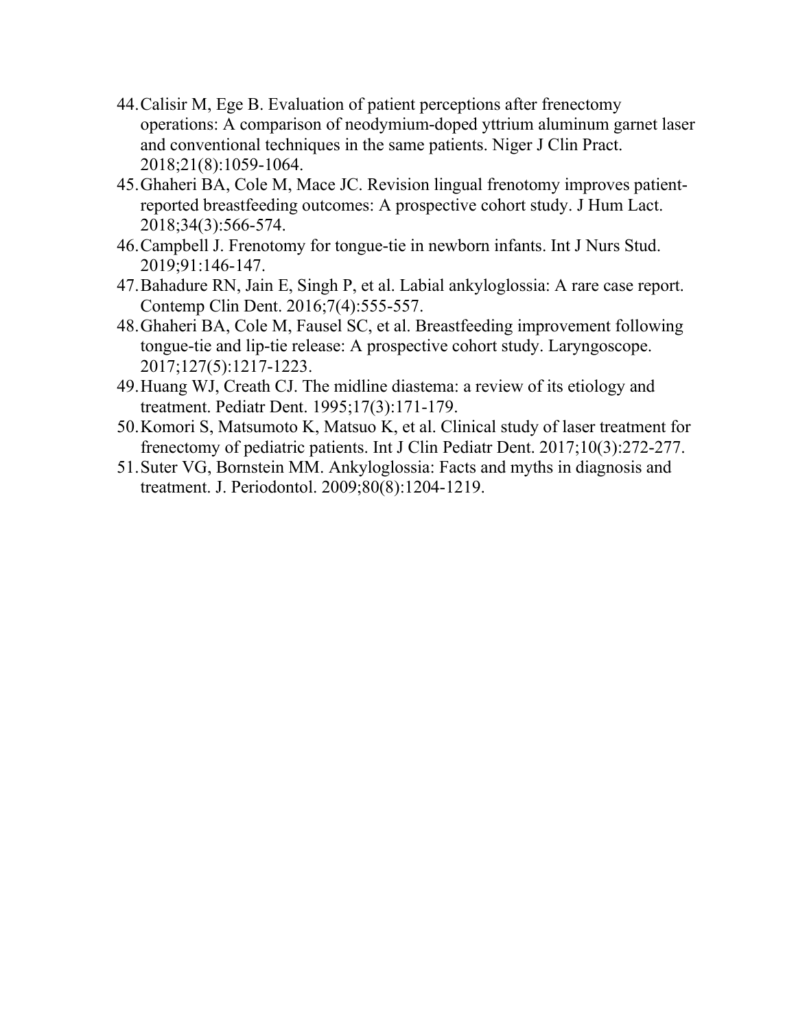44. Calisir M, Ege B. Evaluation of patient perceptions after frenectomy operations: A comparison of neodymium-doped yttrium aluminum garnet laser and conventional techniques in the same patients. Niger J Clin Pract. 2018;21(8):1059-1064.
45. Ghaheri BA, Cole M, Mace JC. Revision lingual frenotomy improves patient-reported breastfeeding outcomes: A prospective cohort study. J Hum Lact. 2018;34(3):566-574.
46. Campbell J. Frenotomy for tongue-tie in newborn infants. Int J Nurs Stud. 2019;91:146-147.
47. Bahadure RN, Jain E, Singh P, et al. Labial ankyloglossia: A rare case report. Contemp Clin Dent. 2016;7(4):555-557.
48. Ghaheri BA, Cole M, Fausel SC, et al. Breastfeeding improvement following tongue-tie and lip-tie release: A prospective cohort study. Laryngoscope. 2017;127(5):1217-1223.
49. Huang WJ, Creath CJ. The midline diastema: a review of its etiology and treatment. Pediatr Dent. 1995;17(3):171-179.
50. Komori S, Matsumoto K, Matsuo K, et al. Clinical study of laser treatment for frenectomy of pediatric patients. Int J Clin Pediatr Dent. 2017;10(3):272-277.
51. Suter VG, Bornstein MM. Ankyloglossia: Facts and myths in diagnosis and treatment. J. Periodontol. 2009;80(8):1204-1219.